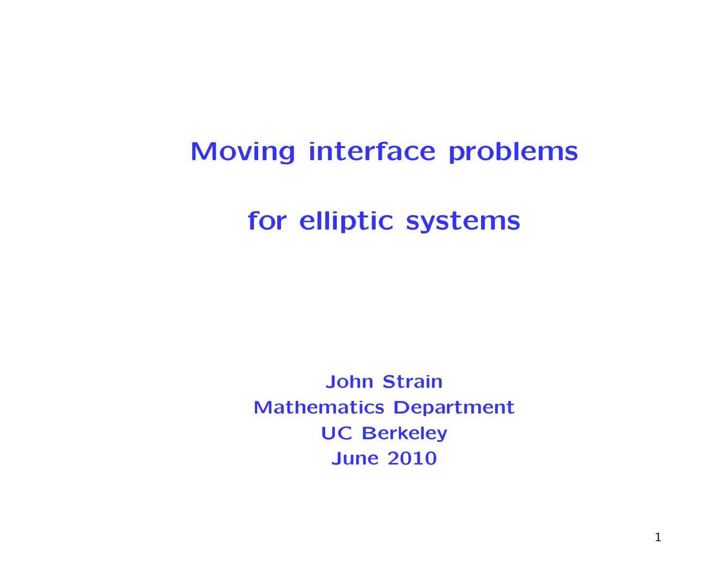# Moving interface problems

# for elliptic systems

**John Strain**
**Mathematics Department**
**UC Berkeley**
**June 2010**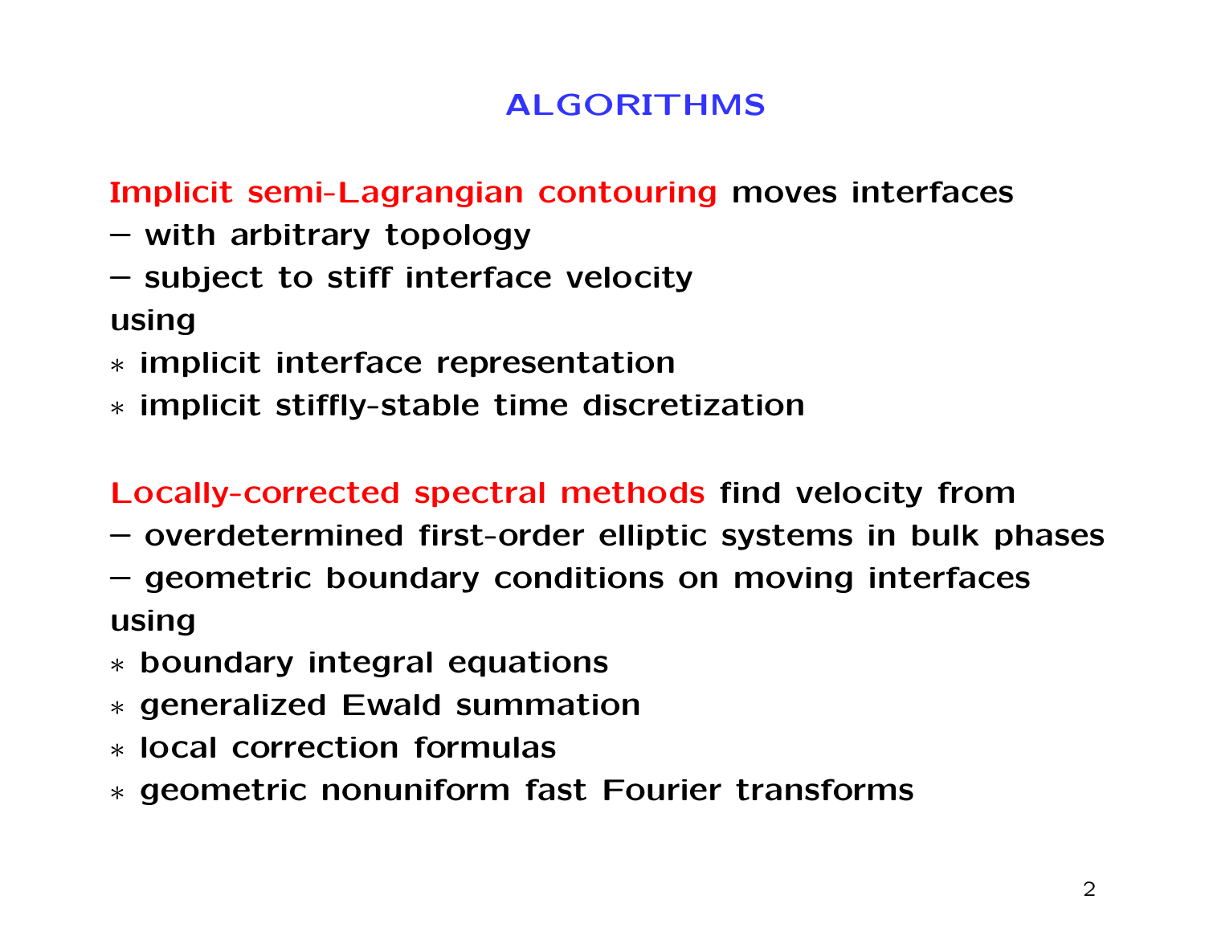# ALGORITHMS

**Implicit semi-Lagrangian contouring** moves interfaces
– with arbitrary topology
– subject to stiff interface velocity
using
* implicit interface representation
* implicit stiffly-stable time discretization

**Locally-corrected spectral methods** find velocity from
– overdetermined first-order elliptic systems in bulk phases
– geometric boundary conditions on moving interfaces
using
* boundary integral equations
* generalized Ewald summation
* local correction formulas
* geometric nonuniform fast Fourier transforms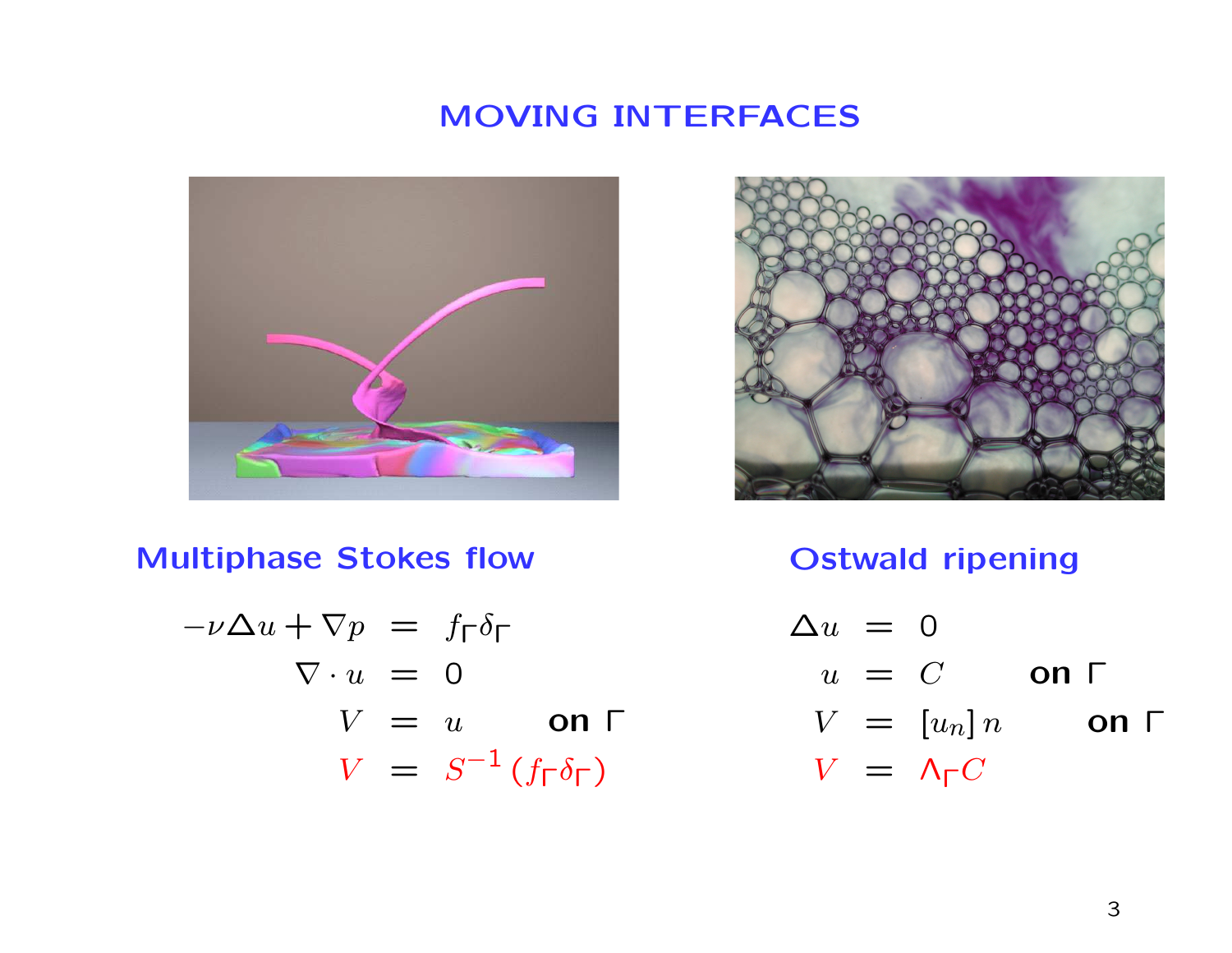# MOVING INTERFACES

## Multiphase Stokes flow

$$
\begin{aligned}
-\nu\Delta u + \nabla p &= f_\Gamma \delta_\Gamma \\
\nabla \cdot u &= 0 \\
V &= u \qquad \textbf{on } \Gamma \\
V &= S^{-1}(f_\Gamma \delta_\Gamma)
\end{aligned}
$$

## Ostwald ripening

$$
\begin{aligned}
\Delta u &= 0 \\
u &= C \qquad \textbf{on } \Gamma \\
V &= [u_n]\, n \qquad \textbf{on } \Gamma \\
V &= \Lambda_\Gamma C
\end{aligned}
$$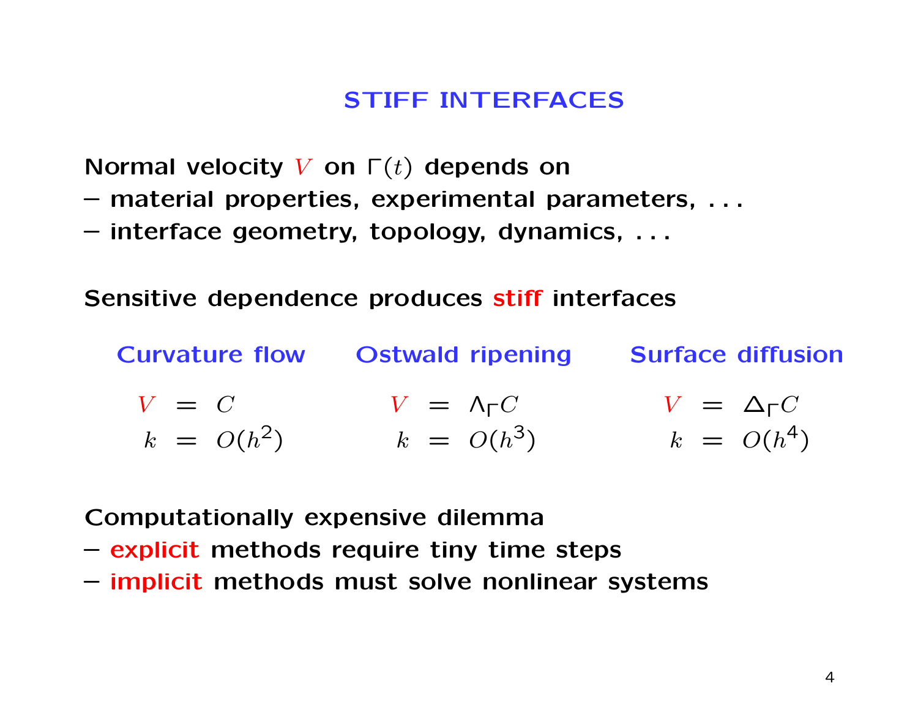# STIFF INTERFACES

Normal velocity $V$ on $\Gamma(t)$ depends on

– material properties, experimental parameters, . . .

– interface geometry, topology, dynamics, . . .

Sensitive dependence produces stiff interfaces

| Curvature flow | Ostwald ripening | Surface diffusion |
| --- | --- | --- |
| $V = C$ | $V = \Lambda_\Gamma C$ | $V = \Delta_\Gamma C$ |
| $k = O(h^2)$ | $k = O(h^3)$ | $k = O(h^4)$ |

Computationally expensive dilemma

– explicit methods require tiny time steps

– implicit methods must solve nonlinear systems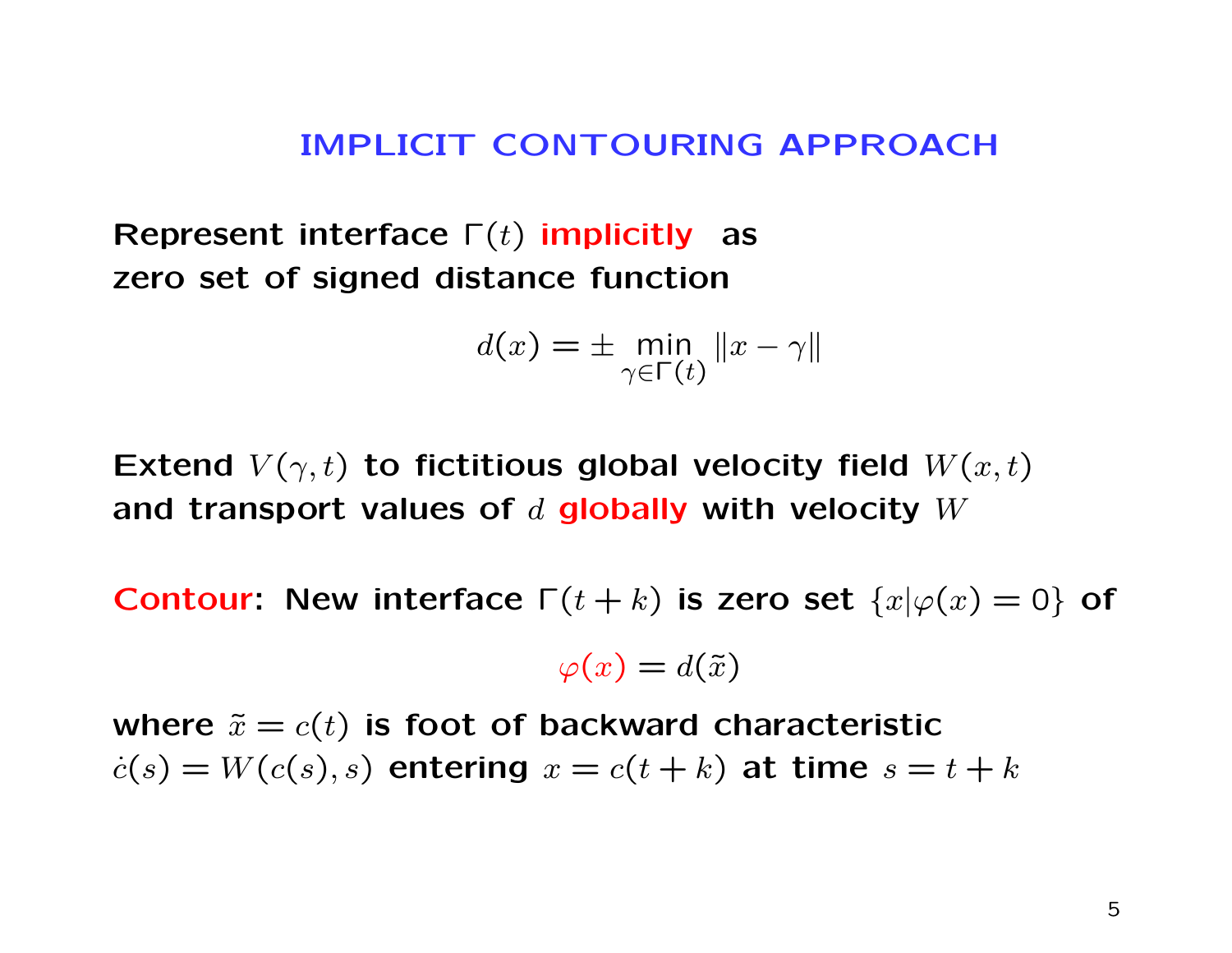# IMPLICIT CONTOURING APPROACH

**Represent interface $\Gamma(t)$ implicitly as zero set of signed distance function**

$$d(x) = \pm \min_{\gamma \in \Gamma(t)} \|x - \gamma\|$$

**Extend $V(\gamma, t)$ to fictitious global velocity field $W(x, t)$ and transport values of $d$ globally with velocity $W$**

**Contour: New interface $\Gamma(t + k)$ is zero set $\{x | \varphi(x) = 0\}$ of**

$$\varphi(x) = d(\tilde{x})$$

**where $\tilde{x} = c(t)$ is foot of backward characteristic $\dot{c}(s) = W(c(s), s)$ entering $x = c(t + k)$ at time $s = t + k$**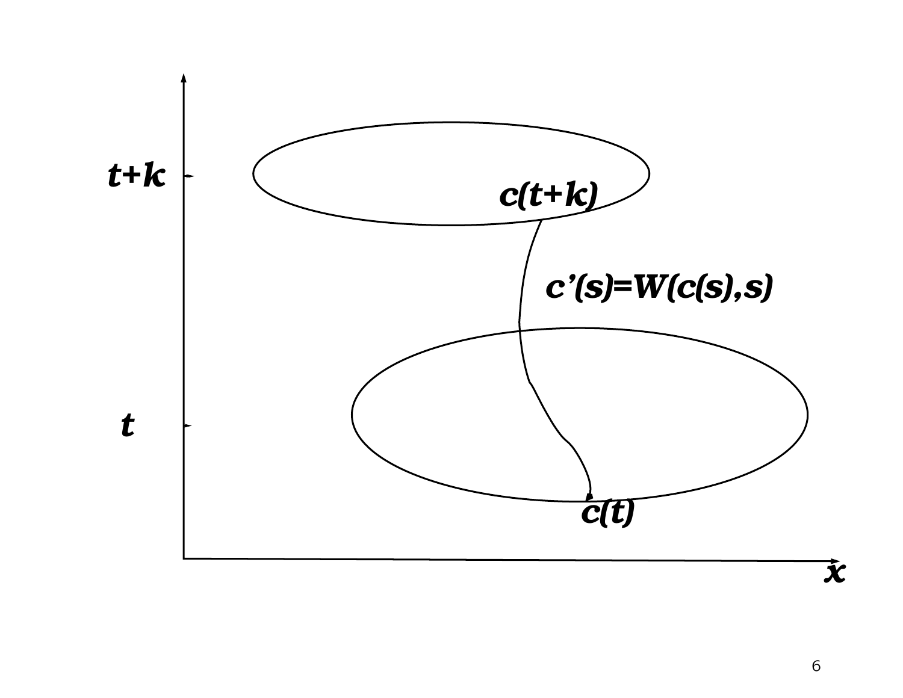$t+k$

$c(t+k)$

$c'(s)=W(c(s),s)$

$t$

$c(t)$

$x$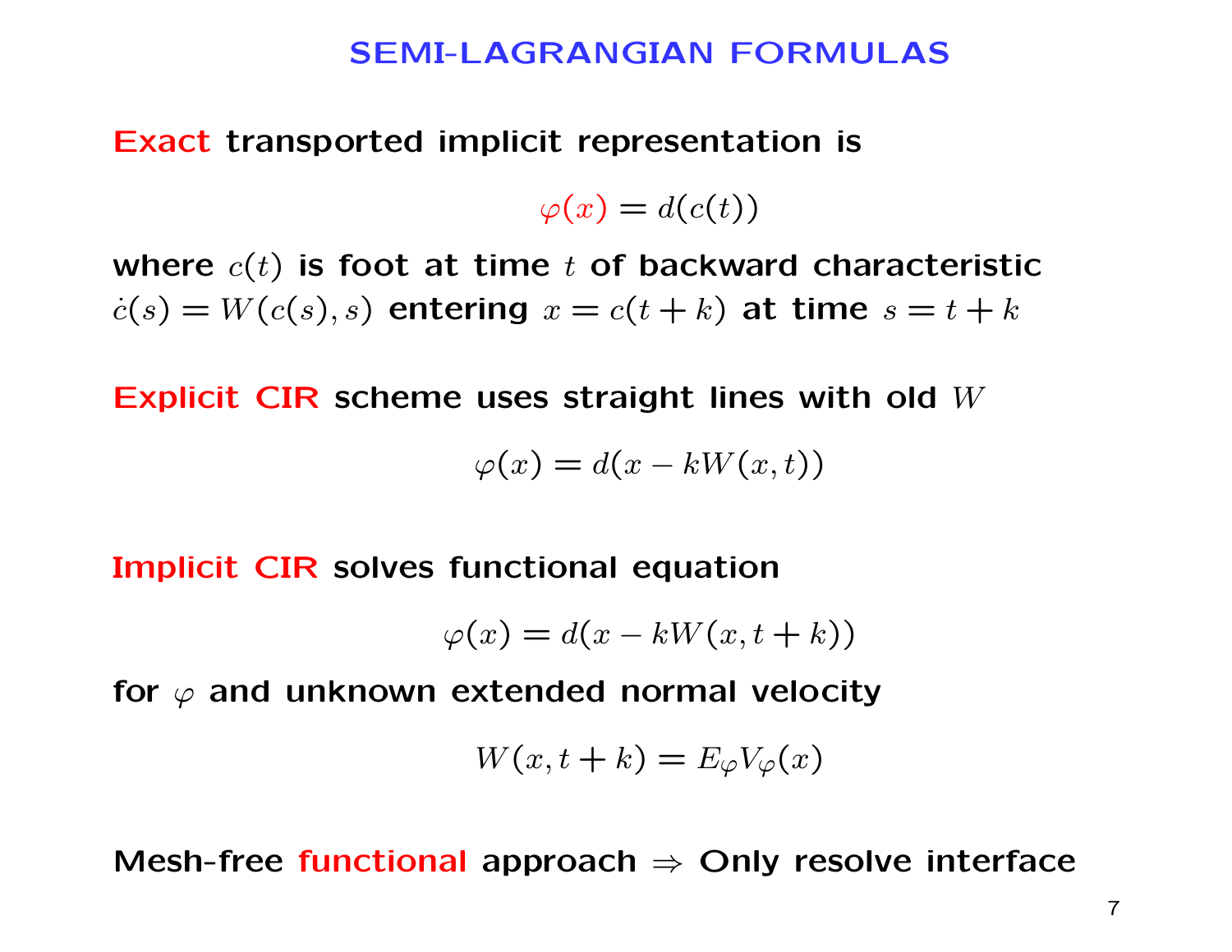# SEMI-LAGRANGIAN FORMULAS

**Exact transported implicit representation is**

$$\varphi(x) = d(c(t))$$

**where $c(t)$ is foot at time $t$ of backward characteristic $\dot{c}(s) = W(c(s), s)$ entering $x = c(t+k)$ at time $s = t+k$**

**Explicit CIR scheme uses straight lines with old $W$**

$$\varphi(x) = d(x - kW(x,t))$$

**Implicit CIR solves functional equation**

$$\varphi(x) = d(x - kW(x,t+k))$$

**for $\varphi$ and unknown extended normal velocity**

$$W(x,t+k) = E_\varphi V_\varphi(x)$$

**Mesh-free functional approach $\Rightarrow$ Only resolve interface**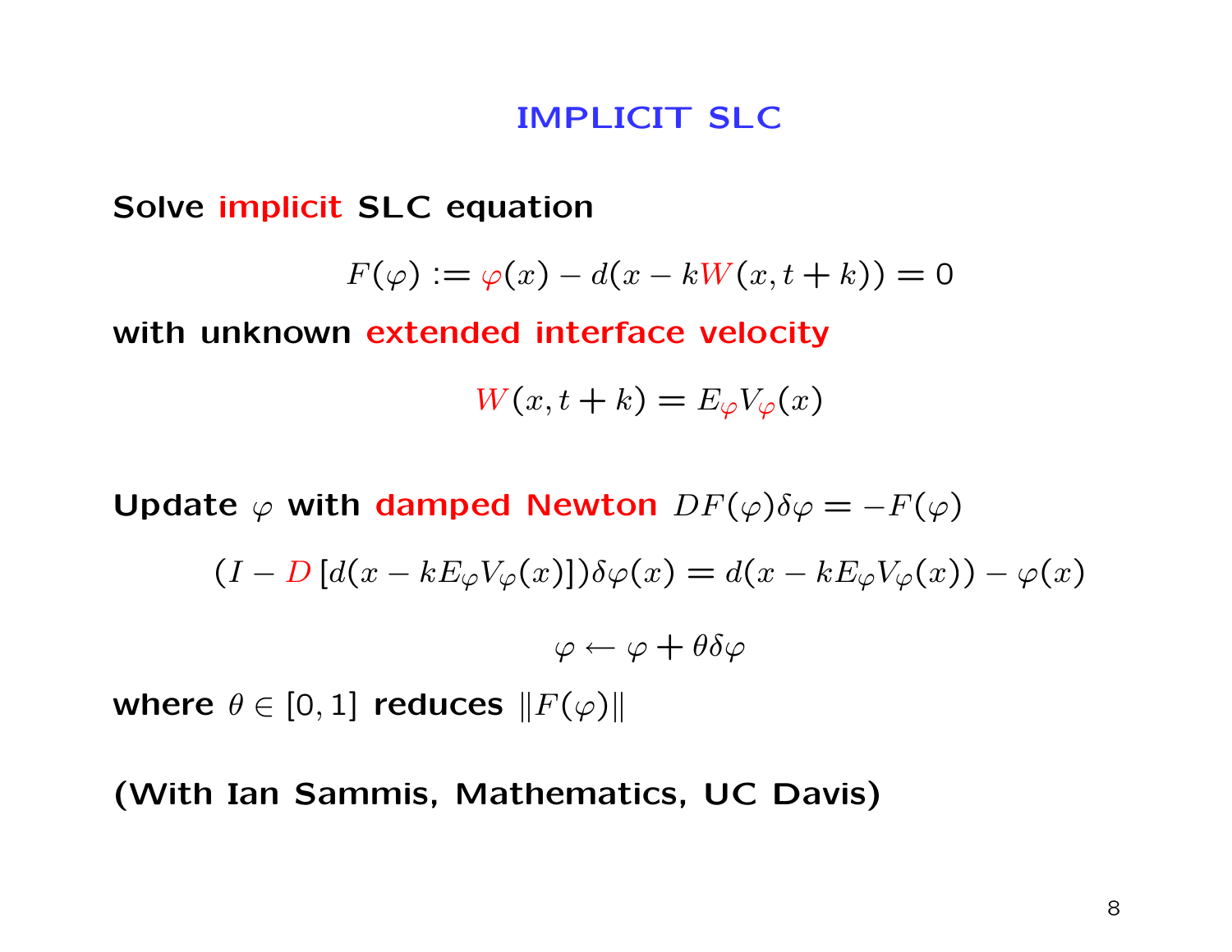# IMPLICIT SLC

**Solve implicit SLC equation**

$$F(\varphi) := \varphi(x) - d(x - kW(x, t + k)) = 0$$

**with unknown extended interface velocity**

$$W(x, t + k) = E_\varphi V_\varphi(x)$$

**Update $\varphi$ with damped Newton** $DF(\varphi)\delta\varphi = -F(\varphi)$

$$(I - D\,[d(x - kE_\varphi V_\varphi(x)])\delta\varphi(x) = d(x - kE_\varphi V_\varphi(x)) - \varphi(x)$$

$$\varphi \leftarrow \varphi + \theta\delta\varphi$$

**where** $\theta \in [0, 1]$ **reduces** $\|F(\varphi)\|$

**(With Ian Sammis, Mathematics, UC Davis)**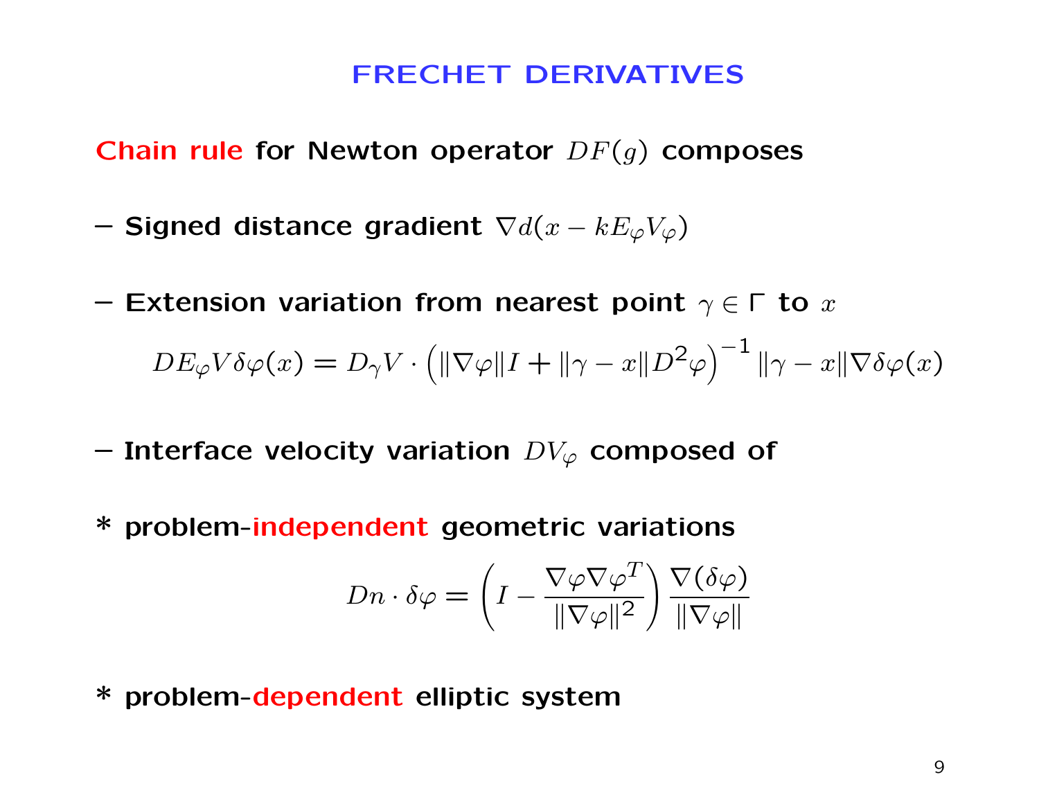# FRECHET DERIVATIVES

**Chain rule for Newton operator $DF(g)$ composes**

– **Signed distance gradient $\nabla d(x - kE_\varphi V_\varphi)$**

– **Extension variation from nearest point $\gamma \in \Gamma$ to $x$**

$$DE_\varphi V \delta\varphi(x) = D_\gamma V \cdot \left( \|\nabla\varphi\| I + \|\gamma - x\| D^2\varphi \right)^{-1} \|\gamma - x\| \nabla\delta\varphi(x)$$

– **Interface velocity variation $DV_\varphi$ composed of**

* **problem-independent geometric variations**

$$Dn \cdot \delta\varphi = \left( I - \frac{\nabla\varphi \nabla\varphi^T}{\|\nabla\varphi\|^2} \right) \frac{\nabla(\delta\varphi)}{\|\nabla\varphi\|}$$

* **problem-dependent elliptic system**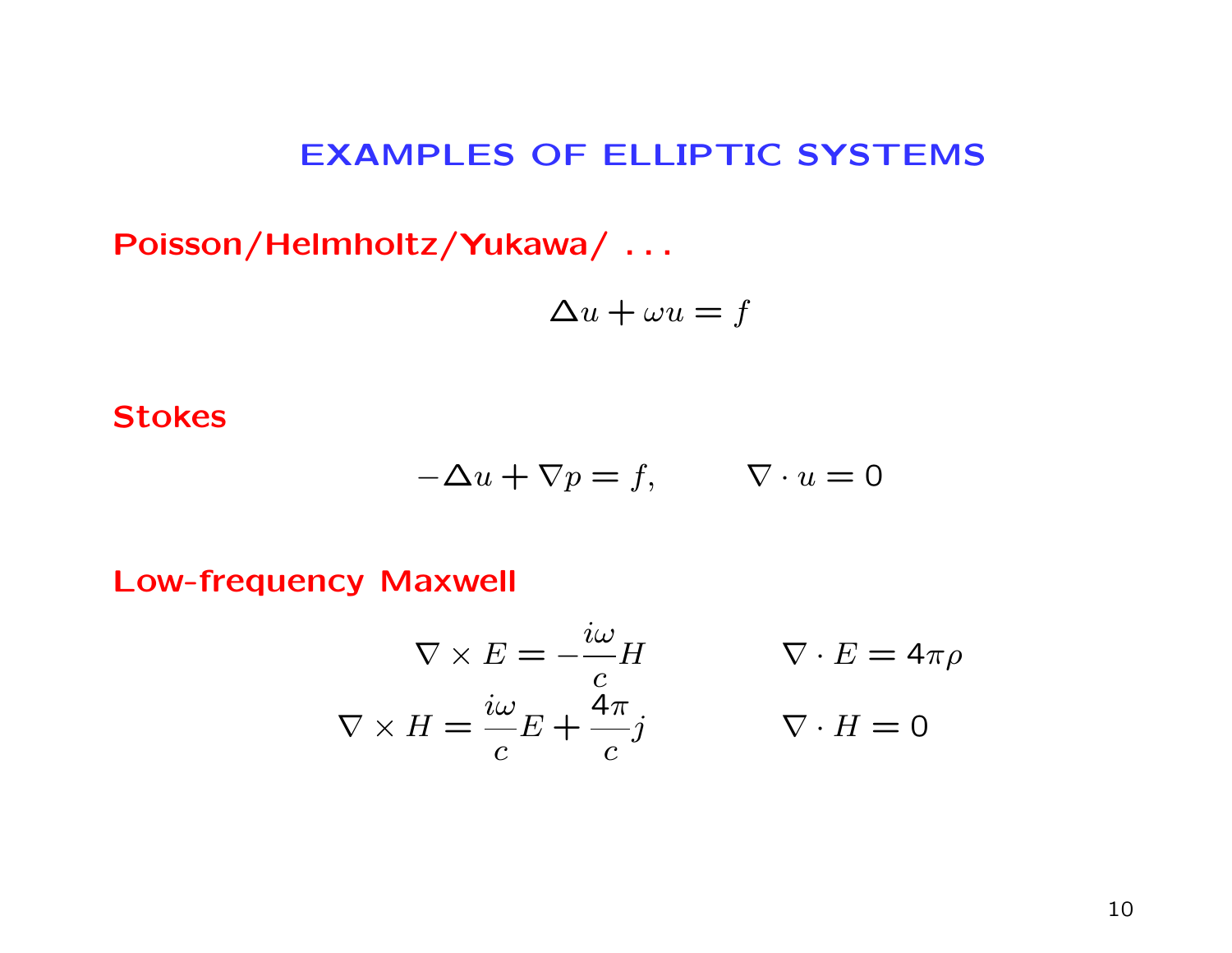# EXAMPLES OF ELLIPTIC SYSTEMS

**Poisson/Helmholtz/Yukawa/ . . .**

$$\Delta u + \omega u = f$$

**Stokes**

$$-\Delta u + \nabla p = f, \qquad \nabla \cdot u = 0$$

**Low-frequency Maxwell**

$$\nabla \times E = -\frac{i\omega}{c} H \qquad \nabla \cdot E = 4\pi\rho$$

$$\nabla \times H = \frac{i\omega}{c} E + \frac{4\pi}{c} j \qquad \nabla \cdot H = 0$$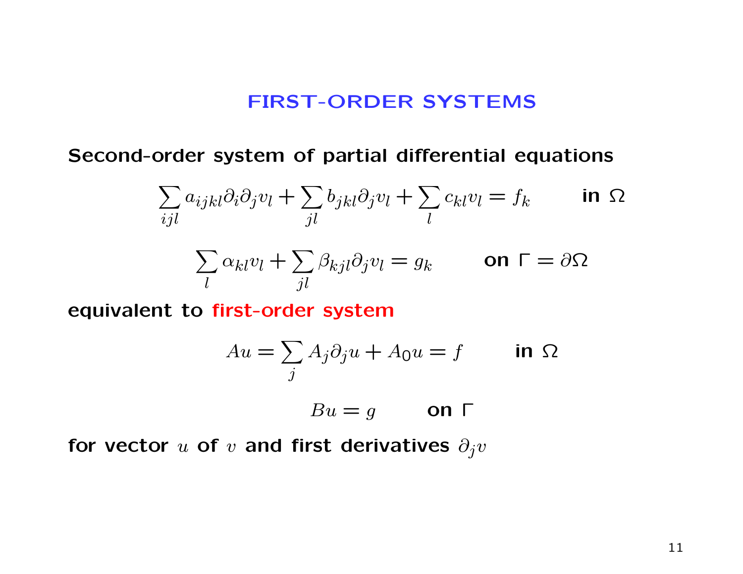# FIRST-ORDER SYSTEMS

**Second-order system of partial differential equations**

$$\sum_{ijl} a_{ijkl} \partial_i \partial_j v_l + \sum_{jl} b_{jkl} \partial_j v_l + \sum_l c_{kl} v_l = f_k \qquad \text{in } \Omega$$

$$\sum_l \alpha_{kl} v_l + \sum_{jl} \beta_{kjl} \partial_j v_l = g_k \qquad \text{on } \Gamma = \partial\Omega$$

**equivalent to first-order system**

$$Au = \sum_j A_j \partial_j u + A_0 u = f \qquad \text{in } \Omega$$

$$Bu = g \qquad \text{on } \Gamma$$

**for vector $u$ of $v$ and first derivatives $\partial_j v$**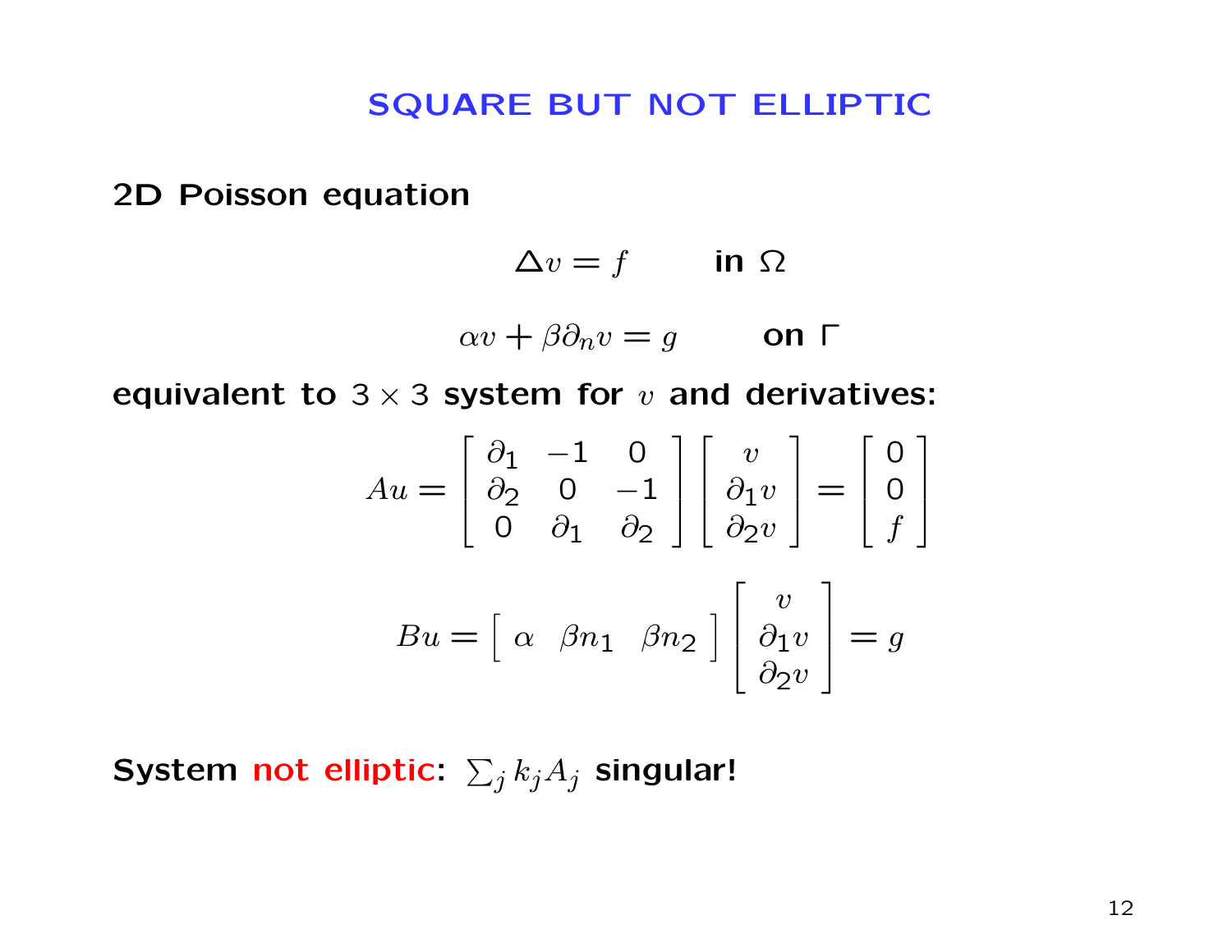# SQUARE BUT NOT ELLIPTIC

**2D Poisson equation**

$$\Delta v = f \qquad \textbf{in } \Omega$$

$$\alpha v + \beta \partial_n v = g \qquad \textbf{on } \Gamma$$

**equivalent to $3 \times 3$ system for $v$ and derivatives:**

$$Au = \begin{bmatrix} \partial_1 & -1 & 0 \\ \partial_2 & 0 & -1 \\ 0 & \partial_1 & \partial_2 \end{bmatrix} \begin{bmatrix} v \\ \partial_1 v \\ \partial_2 v \end{bmatrix} = \begin{bmatrix} 0 \\ 0 \\ f \end{bmatrix}$$

$$Bu = \begin{bmatrix} \alpha & \beta n_1 & \beta n_2 \end{bmatrix} \begin{bmatrix} v \\ \partial_1 v \\ \partial_2 v \end{bmatrix} = g$$

**System not elliptic: $\sum_j k_j A_j$ singular!**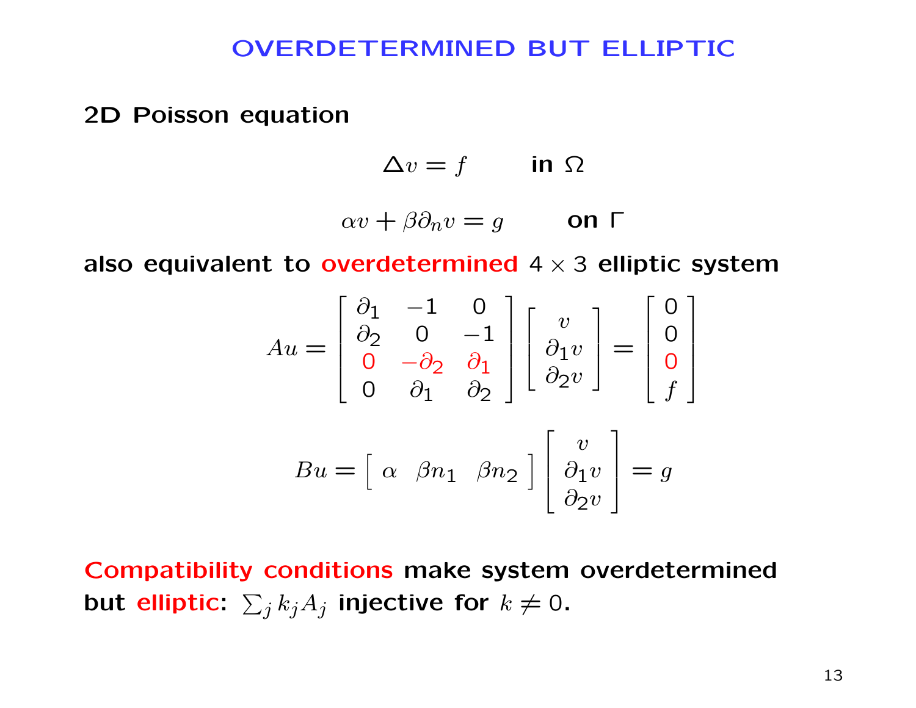# OVERDETERMINED BUT ELLIPTIC

**2D Poisson equation**

$$\Delta v = f \qquad \text{in } \Omega$$

$$\alpha v + \beta \partial_n v = g \qquad \text{on } \Gamma$$

**also equivalent to overdetermined $4 \times 3$ elliptic system**

$$Au = \begin{bmatrix} \partial_1 & -1 & 0 \\ \partial_2 & 0 & -1 \\ 0 & -\partial_2 & \partial_1 \\ 0 & \partial_1 & \partial_2 \end{bmatrix} \begin{bmatrix} v \\ \partial_1 v \\ \partial_2 v \end{bmatrix} = \begin{bmatrix} 0 \\ 0 \\ 0 \\ f \end{bmatrix}$$

$$Bu = \begin{bmatrix} \alpha & \beta n_1 & \beta n_2 \end{bmatrix} \begin{bmatrix} v \\ \partial_1 v \\ \partial_2 v \end{bmatrix} = g$$

**Compatibility conditions make system overdetermined but elliptic: $\sum_j k_j A_j$ injective for $k \neq 0$.**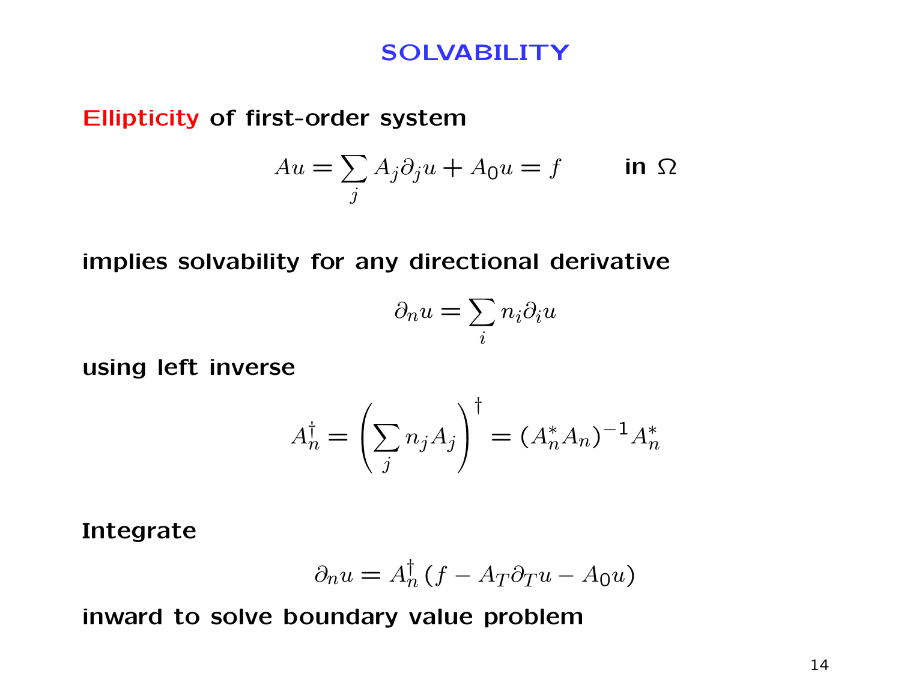# SOLVABILITY

**Ellipticity of first-order system**

$$Au = \sum_j A_j \partial_j u + A_0 u = f \qquad \textbf{in } \Omega$$

**implies solvability for any directional derivative**

$$\partial_n u = \sum_i n_i \partial_i u$$

**using left inverse**

$$A_n^\dagger = \left( \sum_j n_j A_j \right)^\dagger = (A_n^* A_n)^{-1} A_n^*$$

**Integrate**

$$\partial_n u = A_n^\dagger \left( f - A_T \partial_T u - A_0 u \right)$$

**inward to solve boundary value problem**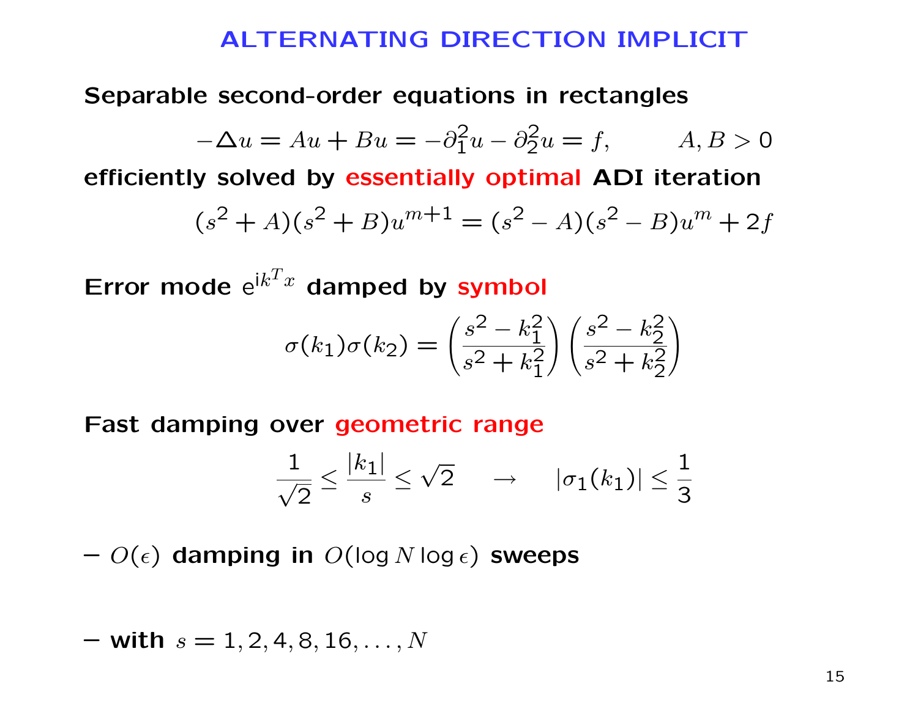# ALTERNATING DIRECTION IMPLICIT

**Separable second-order equations in rectangles**

$$-\Delta u = Au + Bu = -\partial_1^2 u - \partial_2^2 u = f, \qquad A, B > 0$$

**efficiently solved by essentially optimal ADI iteration**

$$(s^2 + A)(s^2 + B)u^{m+1} = (s^2 - A)(s^2 - B)u^m + 2f$$

**Error mode $e^{ik^T x}$ damped by symbol**

$$\sigma(k_1)\sigma(k_2) = \left(\frac{s^2 - k_1^2}{s^2 + k_1^2}\right)\left(\frac{s^2 - k_2^2}{s^2 + k_2^2}\right)$$

**Fast damping over geometric range**

$$\frac{1}{\sqrt{2}} \leq \frac{|k_1|}{s} \leq \sqrt{2} \qquad \rightarrow \qquad |\sigma_1(k_1)| \leq \frac{1}{3}$$

– $O(\epsilon)$ **damping in** $O(\log N \log \epsilon)$ **sweeps**

– **with** $s = 1, 2, 4, 8, 16, \ldots, N$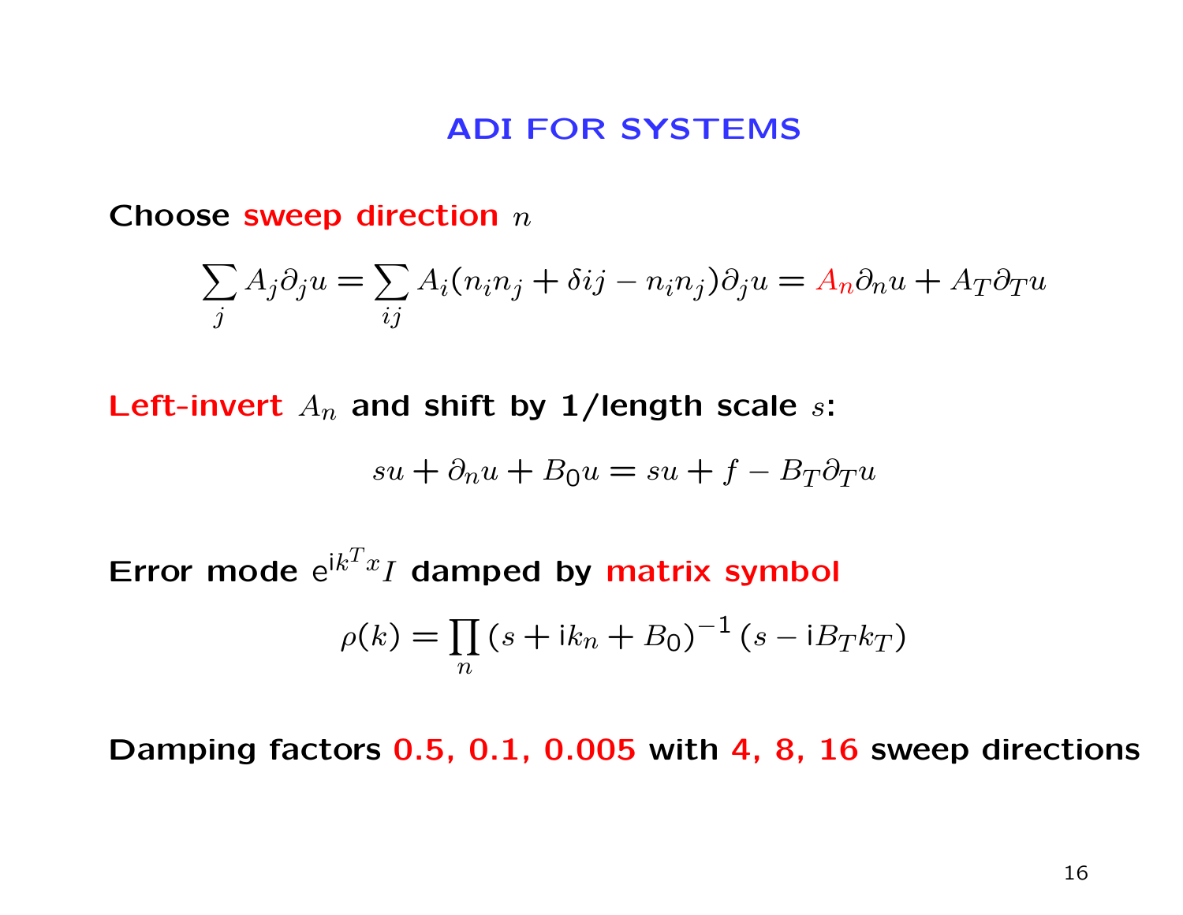# ADI FOR SYSTEMS

**Choose sweep direction $n$**

$$\sum_j A_j \partial_j u = \sum_{ij} A_i (n_i n_j + \delta ij - n_i n_j) \partial_j u = A_n \partial_n u + A_T \partial_T u$$

**Left-invert $A_n$ and shift by 1/length scale $s$:**

$$su + \partial_n u + B_0 u = su + f - B_T \partial_T u$$

**Error mode $\mathrm{e}^{\mathrm{i}k^T x} I$ damped by matrix symbol**

$$\rho(k) = \prod_n (s + \mathrm{i}k_n + B_0)^{-1} (s - \mathrm{i}B_T k_T)$$

**Damping factors 0.5, 0.1, 0.005 with 4, 8, 16 sweep directions**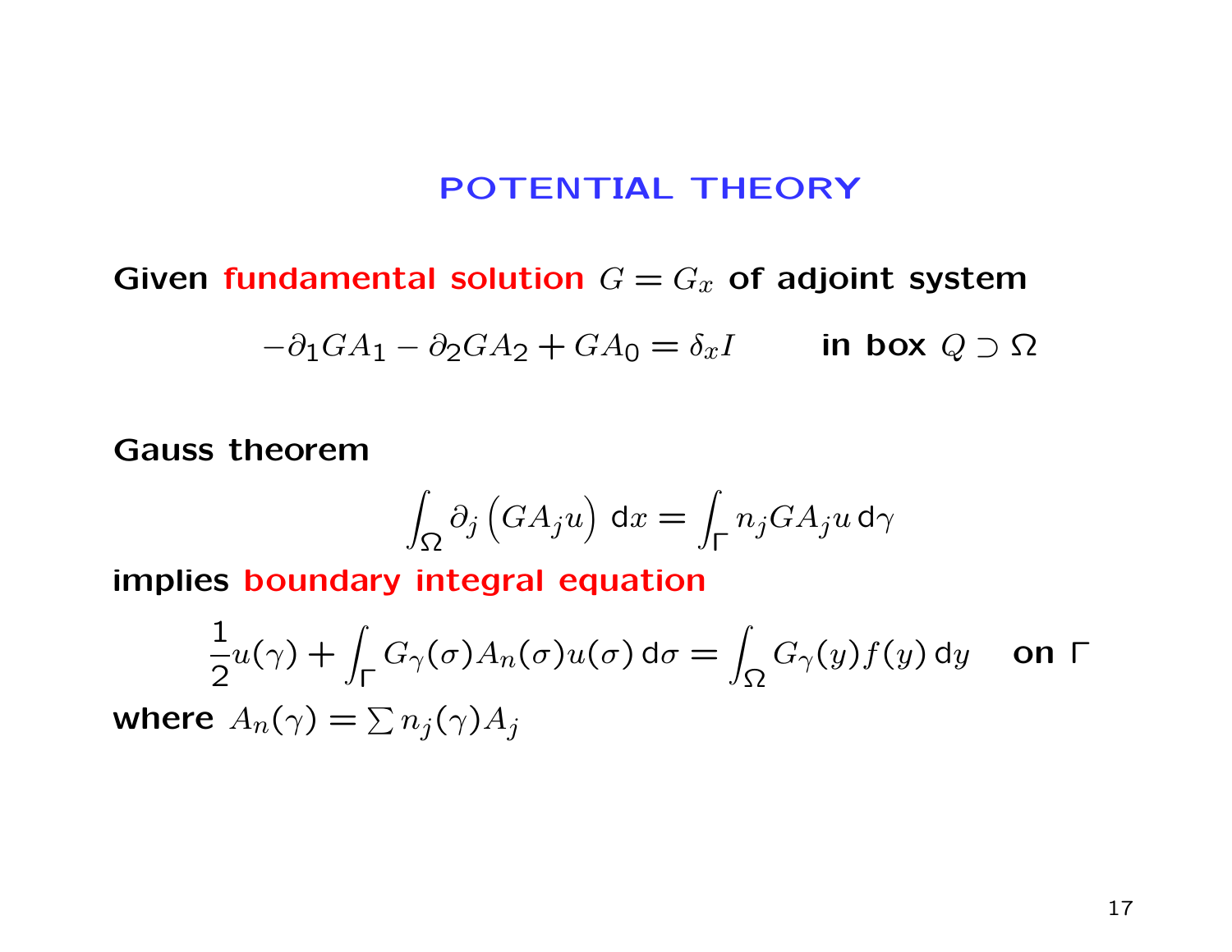# POTENTIAL THEORY

**Given fundamental solution** $G = G_x$ **of adjoint system**

$$-\partial_1 G A_1 - \partial_2 G A_2 + G A_0 = \delta_x I \qquad \textbf{in box } Q \supset \Omega$$

**Gauss theorem**

$$\int_\Omega \partial_j \left( G A_j u \right) \, \mathrm{d}x = \int_\Gamma n_j G A_j u \, \mathrm{d}\gamma$$

**implies boundary integral equation**

$$\frac{1}{2} u(\gamma) + \int_\Gamma G_\gamma(\sigma) A_n(\sigma) u(\sigma) \, \mathrm{d}\sigma = \int_\Omega G_\gamma(y) f(y) \, \mathrm{d}y \quad \textbf{on } \Gamma$$

**where** $A_n(\gamma) = \sum n_j(\gamma) A_j$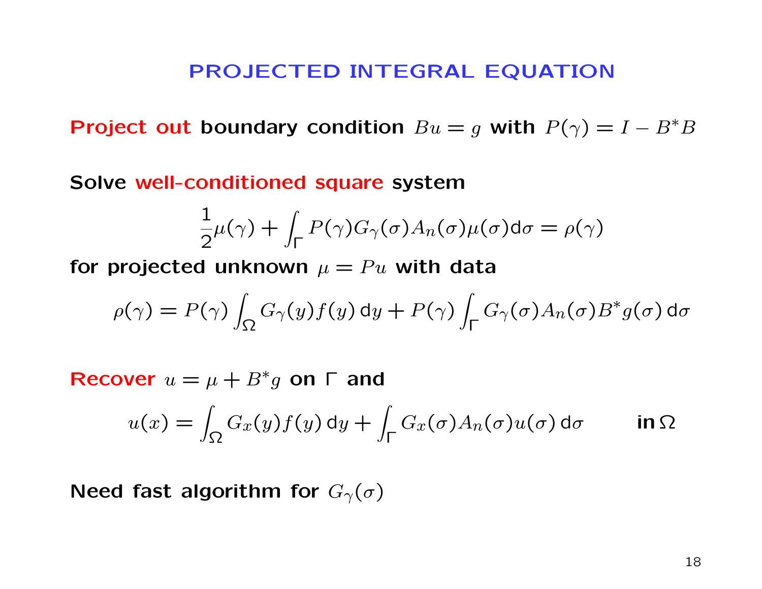# PROJECTED INTEGRAL EQUATION

**Project out boundary condition $Bu = g$ with $P(\gamma) = I - B^*B$**

**Solve well-conditioned square system**

$$\frac{1}{2}\mu(\gamma) + \int_\Gamma P(\gamma) G_\gamma(\sigma) A_n(\sigma) \mu(\sigma) \mathrm{d}\sigma = \rho(\gamma)$$

**for projected unknown $\mu = Pu$ with data**

$$\rho(\gamma) = P(\gamma) \int_\Omega G_\gamma(y) f(y)\, \mathrm{d}y + P(\gamma) \int_\Gamma G_\gamma(\sigma) A_n(\sigma) B^* g(\sigma)\, \mathrm{d}\sigma$$

**Recover $u = \mu + B^* g$ on $\Gamma$ and**

$$u(x) = \int_\Omega G_x(y) f(y)\, \mathrm{d}y + \int_\Gamma G_x(\sigma) A_n(\sigma) u(\sigma)\, \mathrm{d}\sigma \qquad \textbf{in}\, \Omega$$

**Need fast algorithm for $G_\gamma(\sigma)$**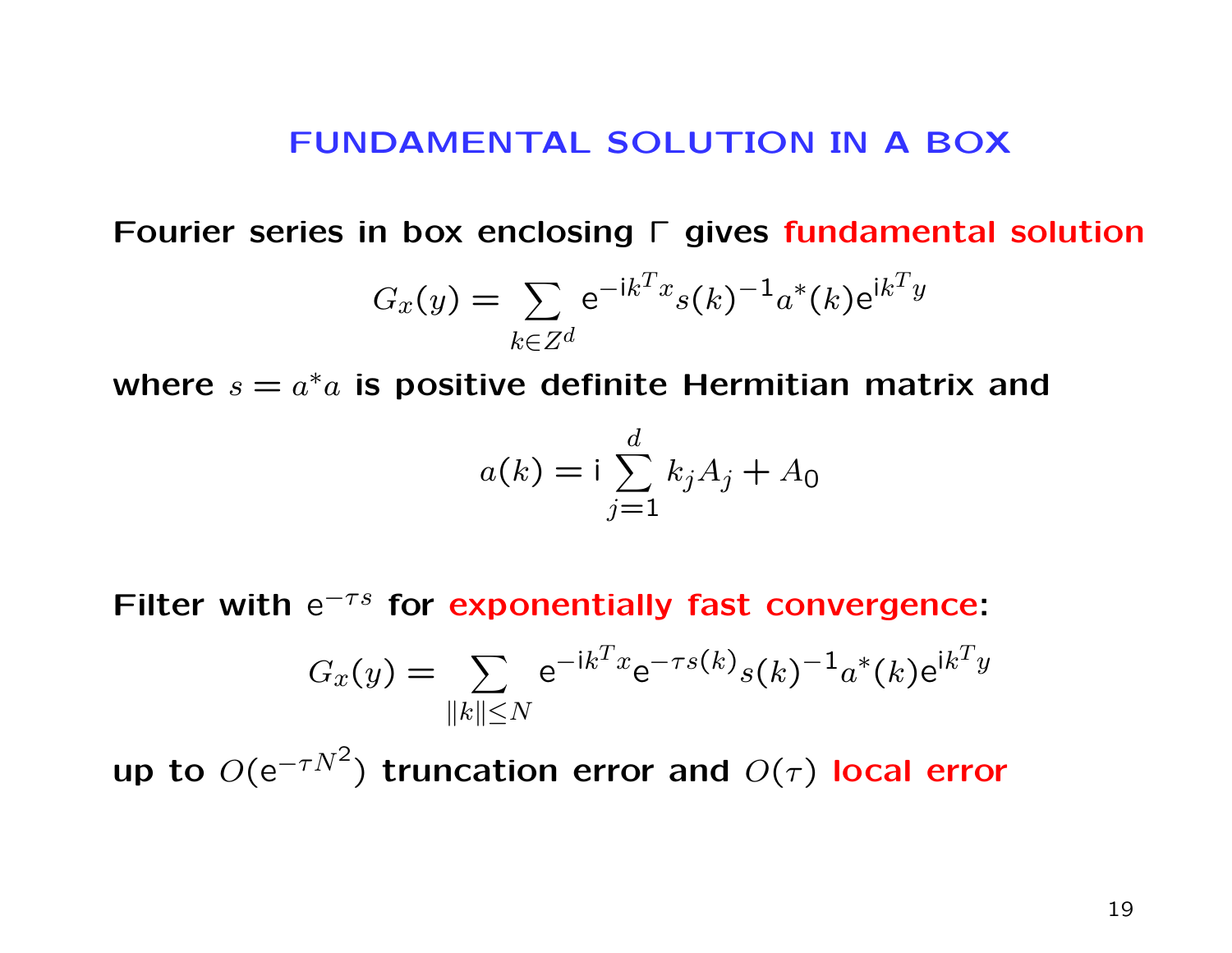## FUNDAMENTAL SOLUTION IN A BOX

**Fourier series in box enclosing Γ gives fundamental solution**

$$G_x(y) = \sum_{k \in Z^d} \mathrm{e}^{-\mathrm{i}k^T x} s(k)^{-1} a^*(k) \mathrm{e}^{\mathrm{i}k^T y}$$

**where $s = a^* a$ is positive definite Hermitian matrix and**

$$a(k) = \mathrm{i} \sum_{j=1}^{d} k_j A_j + A_0$$

**Filter with $\mathrm{e}^{-\tau s}$ for exponentially fast convergence:**

$$G_x(y) = \sum_{\|k\| \le N} \mathrm{e}^{-\mathrm{i}k^T x} \mathrm{e}^{-\tau s(k)} s(k)^{-1} a^*(k) \mathrm{e}^{\mathrm{i}k^T y}$$

**up to $O(\mathrm{e}^{-\tau N^2})$ truncation error and $O(\tau)$ local error**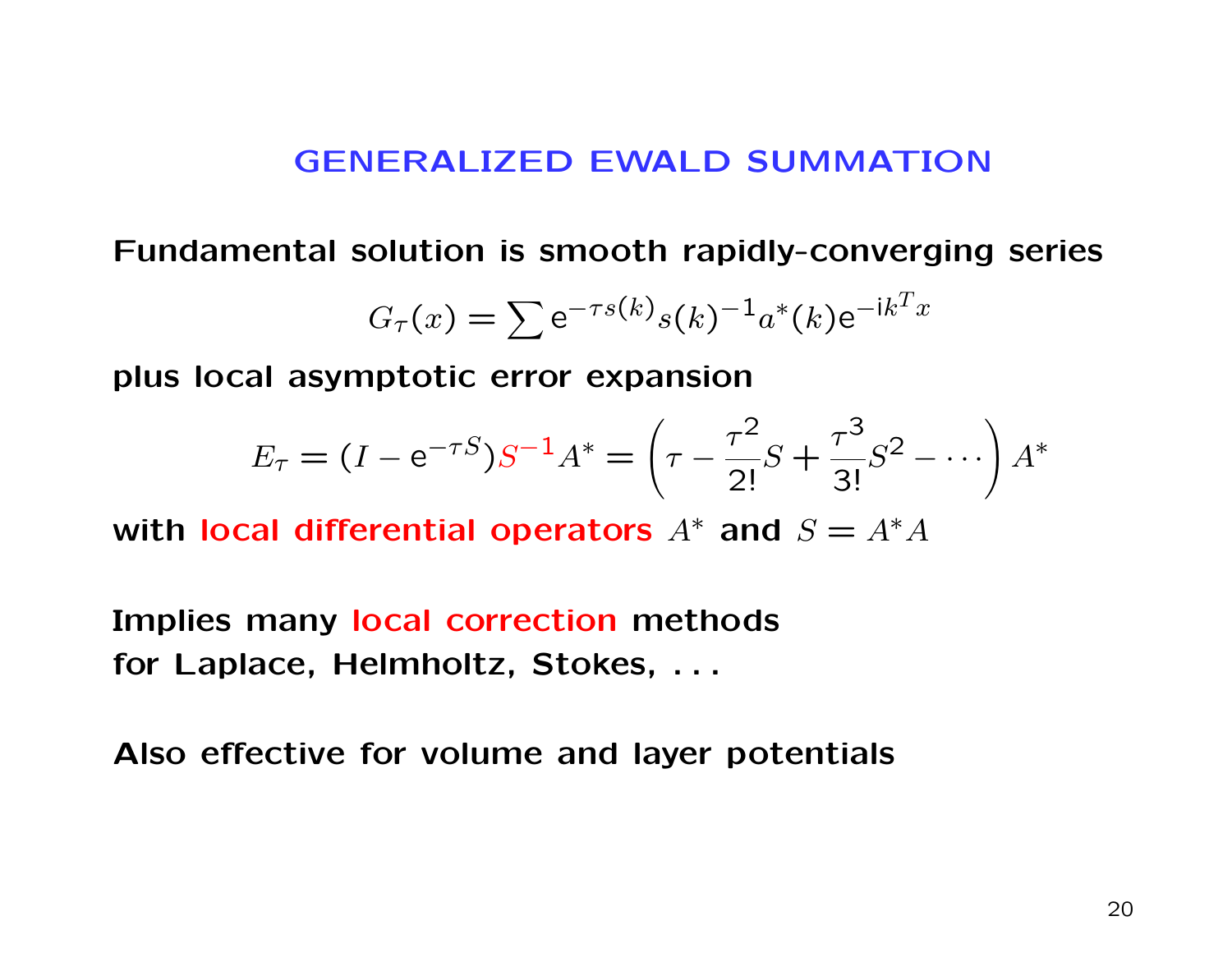## GENERALIZED EWALD SUMMATION

**Fundamental solution is smooth rapidly-converging series**

$$G_\tau(x) = \sum \mathrm{e}^{-\tau s(k)} s(k)^{-1} a^*(k) \mathrm{e}^{-\mathrm{i}k^T x}$$

**plus local asymptotic error expansion**

$$E_\tau = (I - \mathrm{e}^{-\tau S}) S^{-1} A^* = \left( \tau - \frac{\tau^2}{2!} S + \frac{\tau^3}{3!} S^2 - \cdots \right) A^*$$

**with local differential operators $A^*$ and $S = A^* A$**

**Implies many local correction methods for Laplace, Helmholtz, Stokes, . . .**

**Also effective for volume and layer potentials**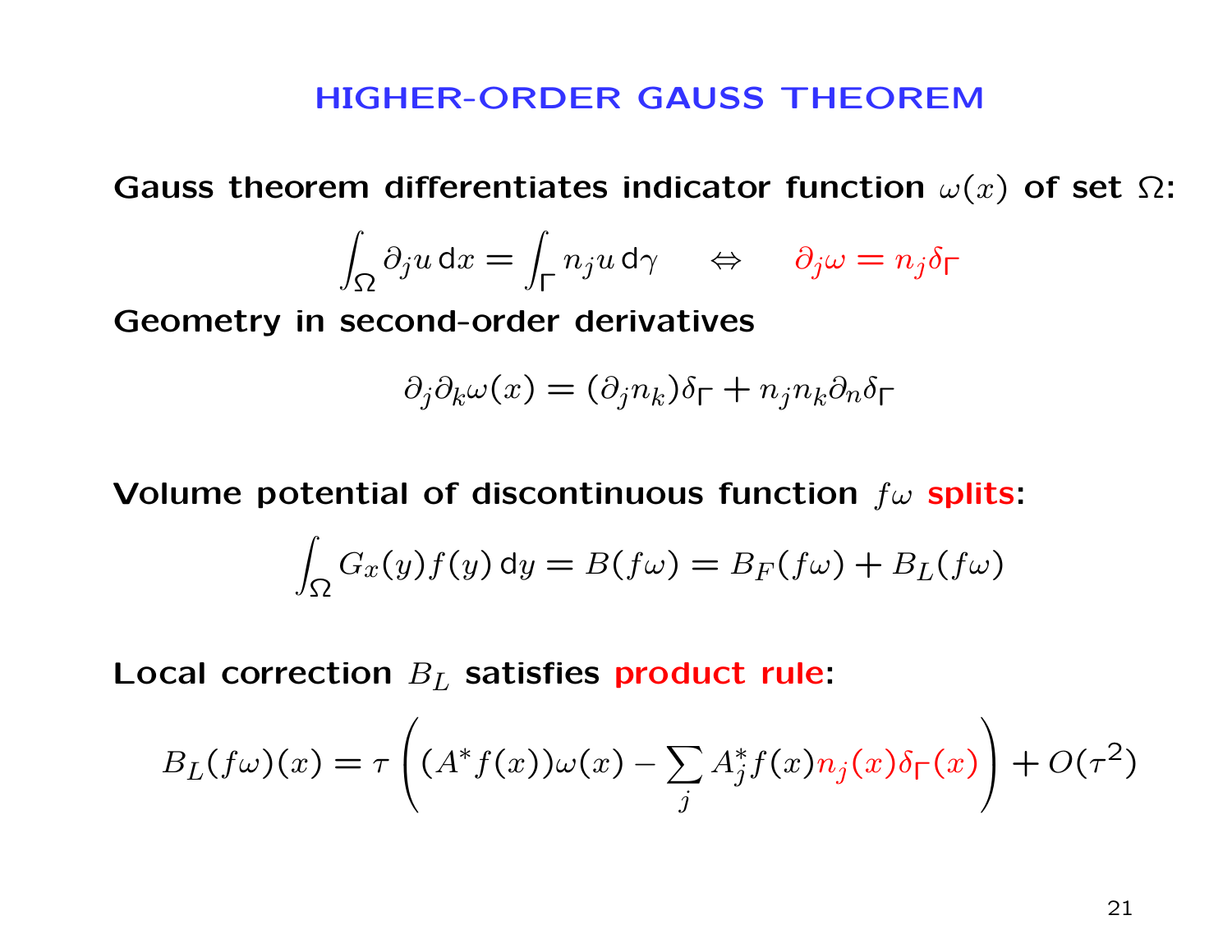# HIGHER-ORDER GAUSS THEOREM

**Gauss theorem differentiates indicator function $\omega(x)$ of set $\Omega$:**

$$\int_\Omega \partial_j u \, \mathrm{d}x = \int_\Gamma n_j u \, \mathrm{d}\gamma \quad \Leftrightarrow \quad \partial_j \omega = n_j \delta_\Gamma$$

**Geometry in second-order derivatives**

$$\partial_j \partial_k \omega(x) = (\partial_j n_k)\delta_\Gamma + n_j n_k \partial_n \delta_\Gamma$$

**Volume potential of discontinuous function $f\omega$ splits:**

$$\int_\Omega G_x(y) f(y) \, \mathrm{d}y = B(f\omega) = B_F(f\omega) + B_L(f\omega)$$

**Local correction $B_L$ satisfies product rule:**

$$B_L(f\omega)(x) = \tau \left( (A^* f(x))\omega(x) - \sum_j A_j^* f(x) n_j(x) \delta_\Gamma(x) \right) + O(\tau^2)$$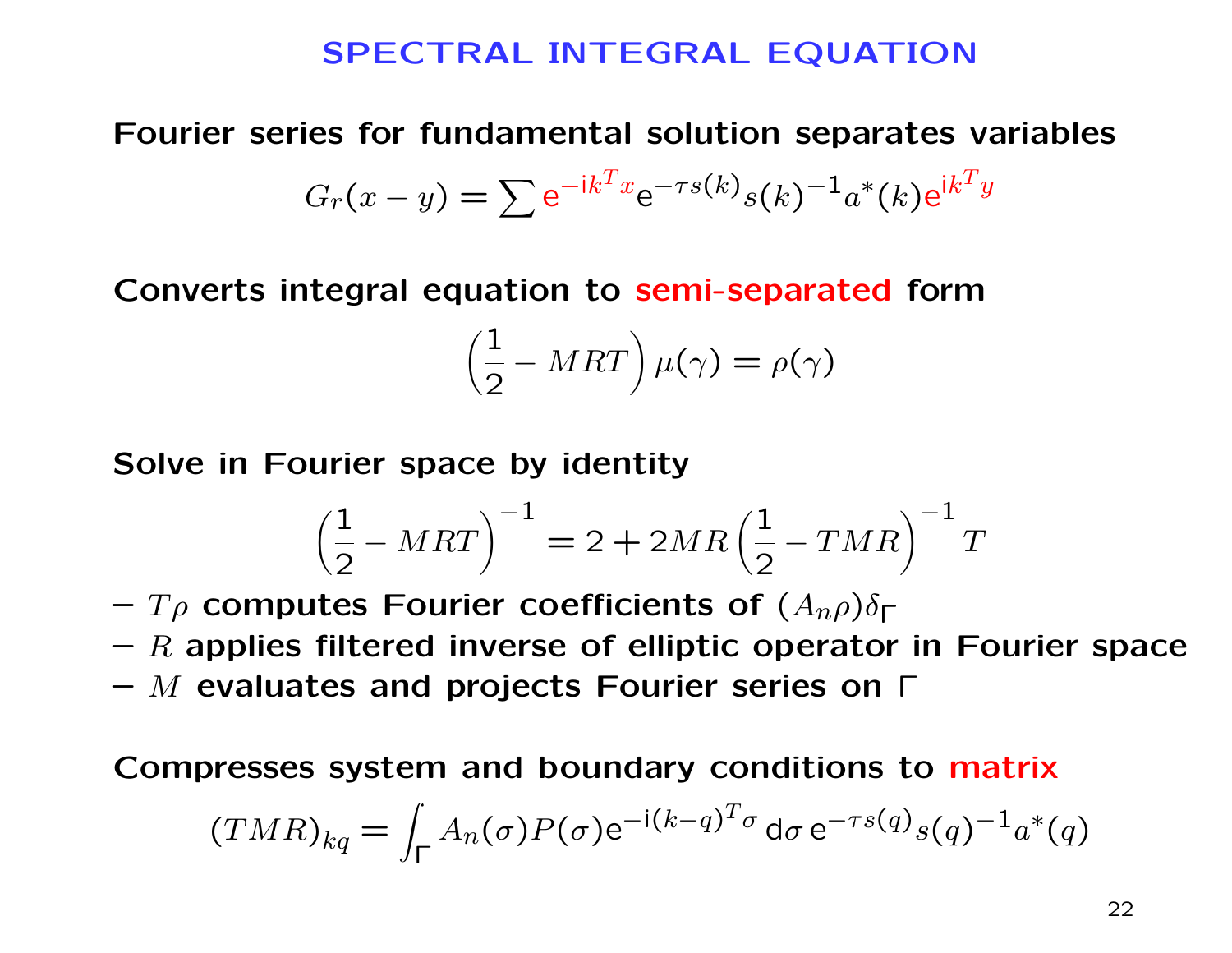# SPECTRAL INTEGRAL EQUATION

**Fourier series for fundamental solution separates variables**

$$G_r(x-y) = \sum \mathrm{e}^{-\mathrm{i}k^T x} \mathrm{e}^{-\tau s(k)} s(k)^{-1} a^*(k) \mathrm{e}^{\mathrm{i}k^T y}$$

**Converts integral equation to semi-separated form**

$$\left(\frac{1}{2} - MRT\right) \mu(\gamma) = \rho(\gamma)$$

**Solve in Fourier space by identity**

$$\left(\frac{1}{2} - MRT\right)^{-1} = 2 + 2MR\left(\frac{1}{2} - TMR\right)^{-1} T$$

- $T\rho$ **computes Fourier coefficients of** $(A_n \rho)\delta_\Gamma$
- $R$ **applies filtered inverse of elliptic operator in Fourier space**
- $M$ **evaluates and projects Fourier series on** $\Gamma$

**Compresses system and boundary conditions to matrix**

$$(TMR)_{kq} = \int_\Gamma A_n(\sigma) P(\sigma) \mathrm{e}^{-\mathrm{i}(k-q)^T \sigma} \, \mathrm{d}\sigma \, \mathrm{e}^{-\tau s(q)} s(q)^{-1} a^*(q)$$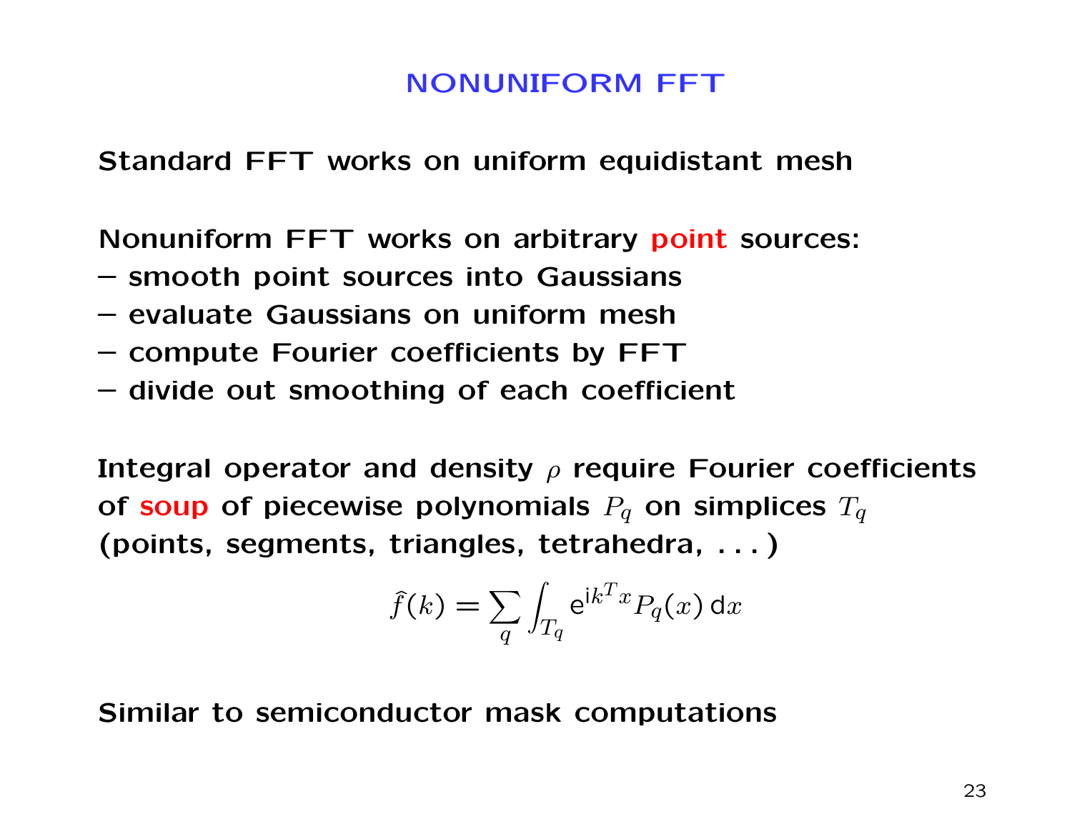# NONUNIFORM FFT

Standard FFT works on uniform equidistant mesh

Nonuniform FFT works on arbitrary point sources:

– smooth point sources into Gaussians
– evaluate Gaussians on uniform mesh
– compute Fourier coefficients by FFT
– divide out smoothing of each coefficient

Integral operator and density $\rho$ require Fourier coefficients of soup of piecewise polynomials $P_q$ on simplices $T_q$ (points, segments, triangles, tetrahedra, . . . )

$$\hat{f}(k) = \sum_q \int_{T_q} \mathrm{e}^{\mathrm{i}k^T x} P_q(x)\,\mathrm{d}x$$

Similar to semiconductor mask computations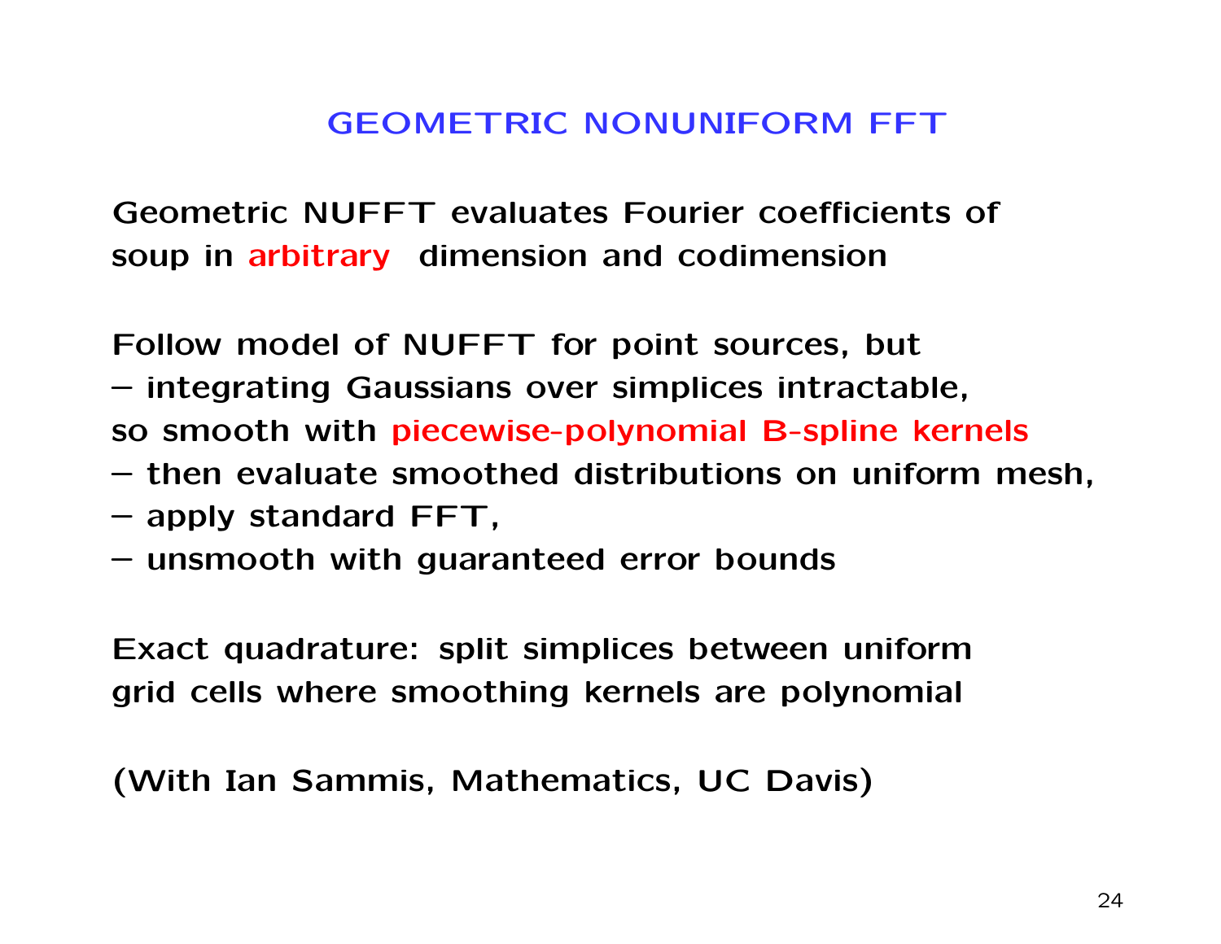## GEOMETRIC NONUNIFORM FFT

Geometric NUFFT evaluates Fourier coefficients of soup in arbitrary dimension and codimension

Follow model of NUFFT for point sources, but
– integrating Gaussians over simplices intractable, so smooth with piecewise-polynomial B-spline kernels
– then evaluate smoothed distributions on uniform mesh,
– apply standard FFT,
– unsmooth with guaranteed error bounds

Exact quadrature: split simplices between uniform grid cells where smoothing kernels are polynomial

(With Ian Sammis, Mathematics, UC Davis)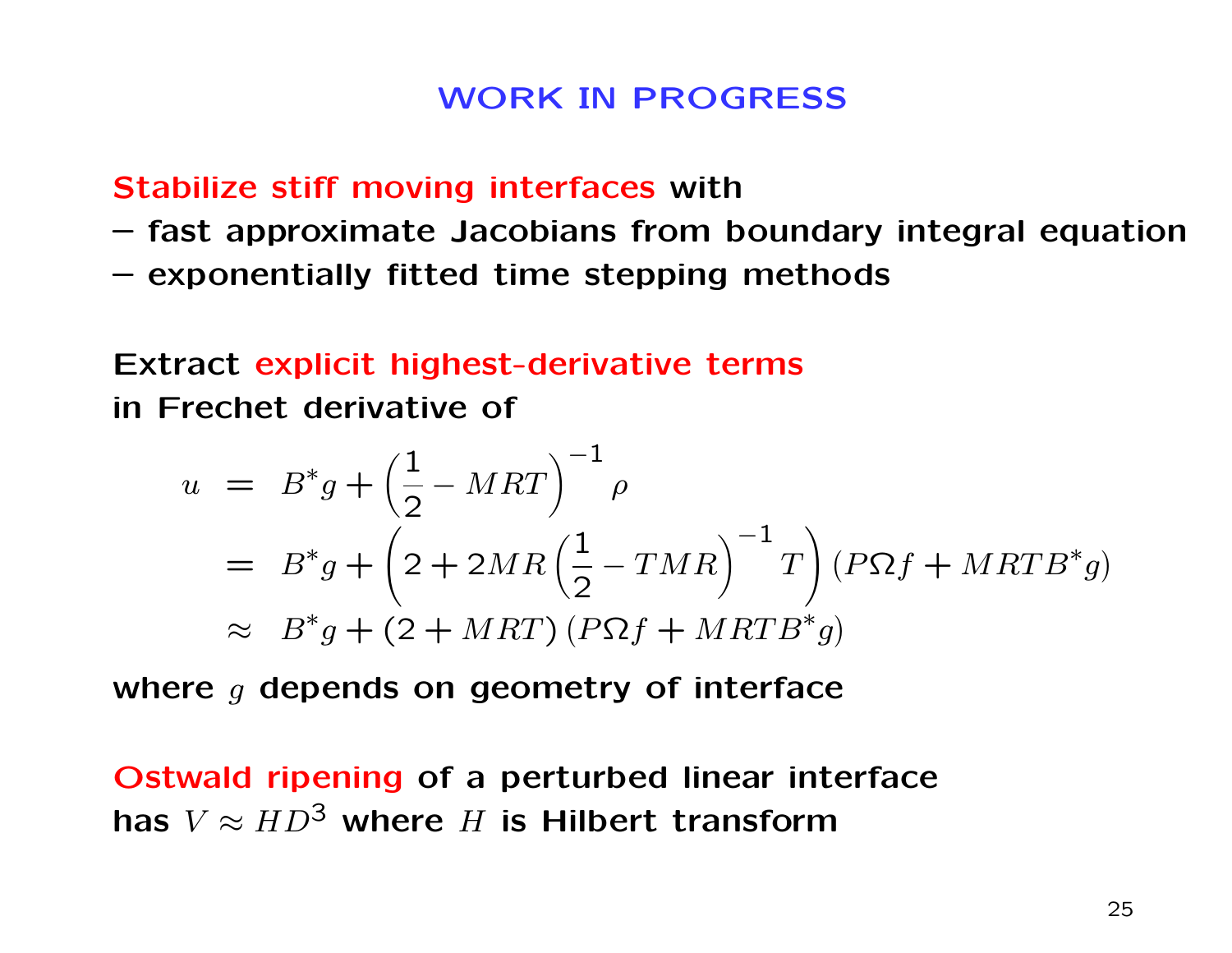# WORK IN PROGRESS

**Stabilize stiff moving interfaces with**

**– fast approximate Jacobians from boundary integral equation**

**– exponentially fitted time stepping methods**

**Extract explicit highest-derivative terms in Frechet derivative of**

$$
\begin{aligned}
u &= B^* g + \left(\frac{1}{2} - MRT\right)^{-1} \rho \\
&= B^* g + \left(2 + 2MR\left(\frac{1}{2} - TMR\right)^{-1} T\right)(P\Omega f + MRTB^* g) \\
&\approx B^* g + (2 + MRT)(P\Omega f + MRTB^* g)
\end{aligned}
$$

**where $g$ depends on geometry of interface**

**Ostwald ripening of a perturbed linear interface has $V \approx HD^3$ where $H$ is Hilbert transform**